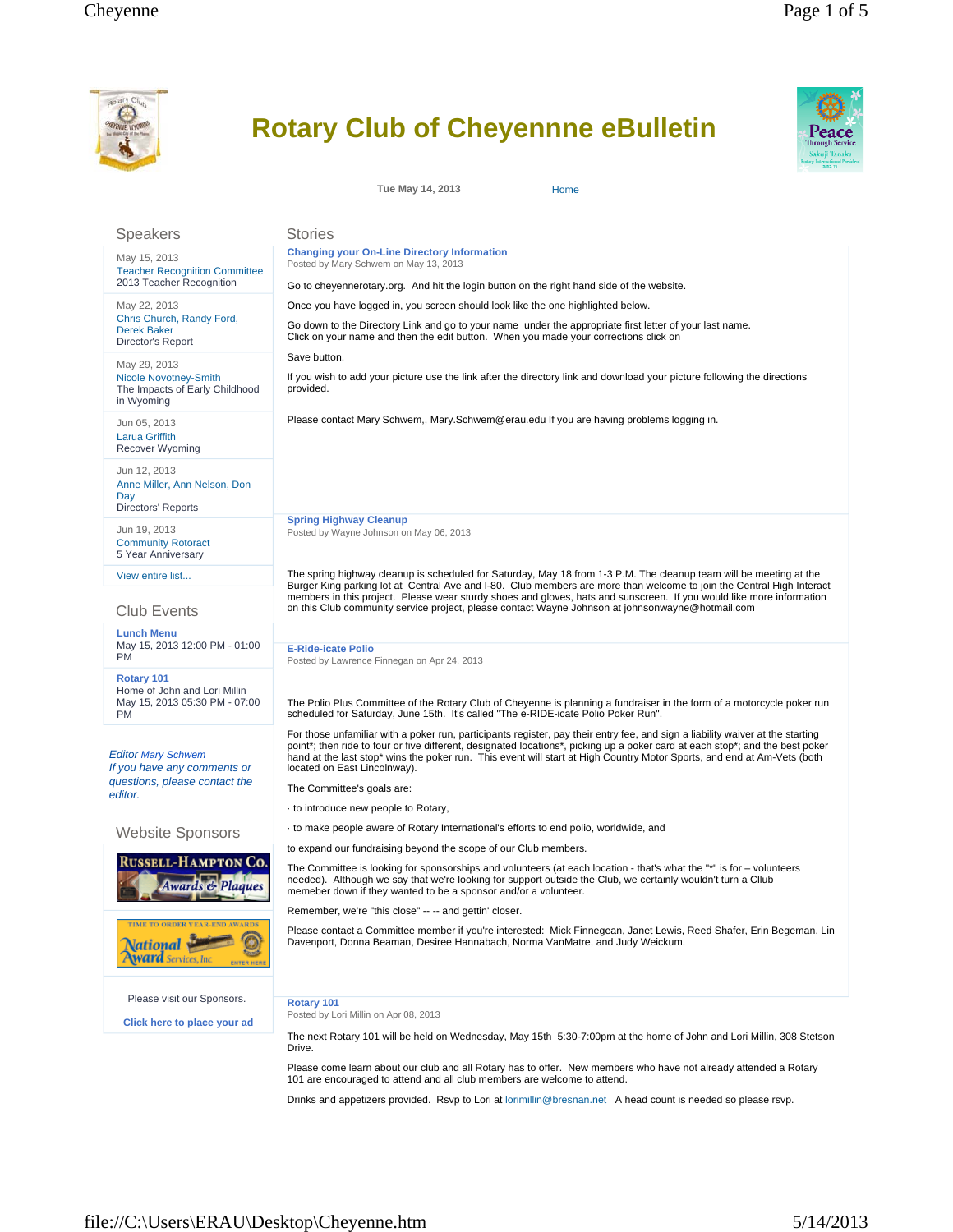# Rotary Club of Cheyenne eBulletin

Tue May 14, 2013 Home

## Speakers

May 15, 2013
Teacher Recognition Committee
2013 Teacher Recognition

May 22, 2013
Chris Church, Randy Ford, Derek Baker
Director's Report

May 29, 2013
Nicole Novotney-Smith
The Impacts of Early Childhood in Wyoming

Jun 05, 2013
Larua Griffith
Recover Wyoming

Jun 12, 2013
Anne Miller, Ann Nelson, Don Day
Directors' Reports

Jun 19, 2013
Community Rotoract
5 Year Anniversary

View entire list...

## Club Events

**Lunch Menu**
May 15, 2013 12:00 PM - 01:00 PM

**Rotary 101**
Home of John and Lori Millin
May 15, 2013 05:30 PM - 07:00 PM

*Editor Mary Schwem*
*If you have any comments or questions, please contact the editor.*

## Website Sponsors

Russell-Hampton Co. Awards & Plaques

Time to order year-end awards — National Award Services, Inc — Enter Here

Please visit our Sponsors.

**Click here to place your ad**

## Stories

### Changing your On-Line Directory Information

Posted by Mary Schwem on May 13, 2013

Go to cheyennerotary.org. And hit the login button on the right hand side of the website.

Once you have logged in, you screen should look like the one highlighted below.

Go down to the Directory Link and go to your name under the appropriate first letter of your last name. Click on your name and then the edit button. When you made your corrections click on

Save button.

If you wish to add your picture use the link after the directory link and download your picture following the directions provided.

Please contact Mary Schwem,, Mary.Schwem@erau.edu If you are having problems logging in.

### Spring Highway Cleanup

Posted by Wayne Johnson on May 06, 2013

The spring highway cleanup is scheduled for Saturday, May 18 from 1-3 P.M. The cleanup team will be meeting at the Burger King parking lot at Central Ave and I-80. Club members are more than welcome to join the Central High Interact members in this project. Please wear sturdy shoes and gloves, hats and sunscreen. If you would like more information on this Club community service project, please contact Wayne Johnson at johnsonwayne@hotmail.com

### E-Ride-icate Polio

Posted by Lawrence Finnegan on Apr 24, 2013

The Polio Plus Committee of the Rotary Club of Cheyenne is planning a fundraiser in the form of a motorcycle poker run scheduled for Saturday, June 15th. It's called "The e-RIDE-icate Polio Poker Run".

For those unfamiliar with a poker run, participants register, pay their entry fee, and sign a liability waiver at the starting point*; then ride to four or five different, designated locations*, picking up a poker card at each stop*; and the best poker hand at the last stop* wins the poker run. This event will start at High Country Motor Sports, and end at Am-Vets (both located on East Lincolnway).

The Committee's goals are:

· to introduce new people to Rotary,

· to make people aware of Rotary International's efforts to end polio, worldwide, and

to expand our fundraising beyond the scope of our Club members.

The Committee is looking for sponsorships and volunteers (at each location - that's what the "*" is for – volunteers needed). Although we say that we're looking for support outside the Club, we certainly wouldn't turn a Cllub memeber down if they wanted to be a sponsor and/or a volunteer.

Remember, we're "this close" -- -- and gettin' closer.

Please contact a Committee member if you're interested: Mick Finnegean, Janet Lewis, Reed Shafer, Erin Begeman, Lin Davenport, Donna Beaman, Desiree Hannabach, Norma VanMatre, and Judy Weickum.

### Rotary 101

Posted by Lori Millin on Apr 08, 2013

The next Rotary 101 will be held on Wednesday, May 15th 5:30-7:00pm at the home of John and Lori Millin, 308 Stetson Drive.

Please come learn about our club and all Rotary has to offer. New members who have not already attended a Rotary 101 are encouraged to attend and all club members are welcome to attend.

Drinks and appetizers provided. Rsvp to Lori at lorimillin@bresnan.net A head count is needed so please rsvp.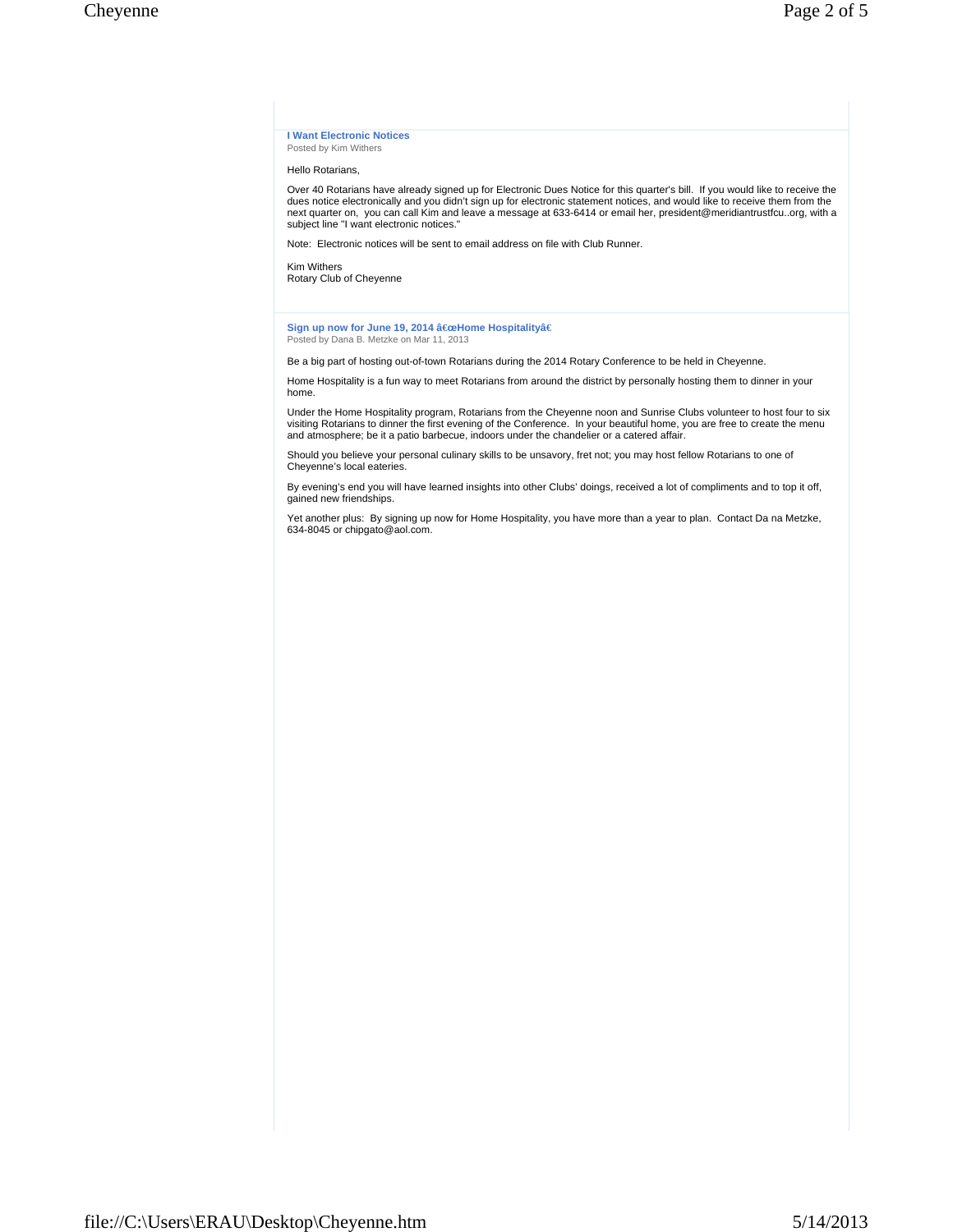### I Want Electronic Notices

Posted by Kim Withers

Hello Rotarians,

Over 40 Rotarians have already signed up for Electronic Dues Notice for this quarter's bill. If you would like to receive the dues notice electronically and you didn't sign up for electronic statement notices, and would like to receive them from the next quarter on, you can call Kim and leave a message at 633-6414 or email her, president@meridiantrustfcu..org, with a subject line "I want electronic notices."

Note: Electronic notices will be sent to email address on file with Club Runner.

Kim Withers
Rotary Club of Cheyenne

### Sign up now for June 19, 2014 â€œHome Hospitalityâ€

Posted by Dana B. Metzke on Mar 11, 2013

Be a big part of hosting out-of-town Rotarians during the 2014 Rotary Conference to be held in Cheyenne.

Home Hospitality is a fun way to meet Rotarians from around the district by personally hosting them to dinner in your home.

Under the Home Hospitality program, Rotarians from the Cheyenne noon and Sunrise Clubs volunteer to host four to six visiting Rotarians to dinner the first evening of the Conference. In your beautiful home, you are free to create the menu and atmosphere; be it a patio barbecue, indoors under the chandelier or a catered affair.

Should you believe your personal culinary skills to be unsavory, fret not; you may host fellow Rotarians to one of Cheyenne's local eateries.

By evening's end you will have learned insights into other Clubs' doings, received a lot of compliments and to top it off, gained new friendships.

Yet another plus: By signing up now for Home Hospitality, you have more than a year to plan. Contact Da na Metzke, 634-8045 or chipgato@aol.com.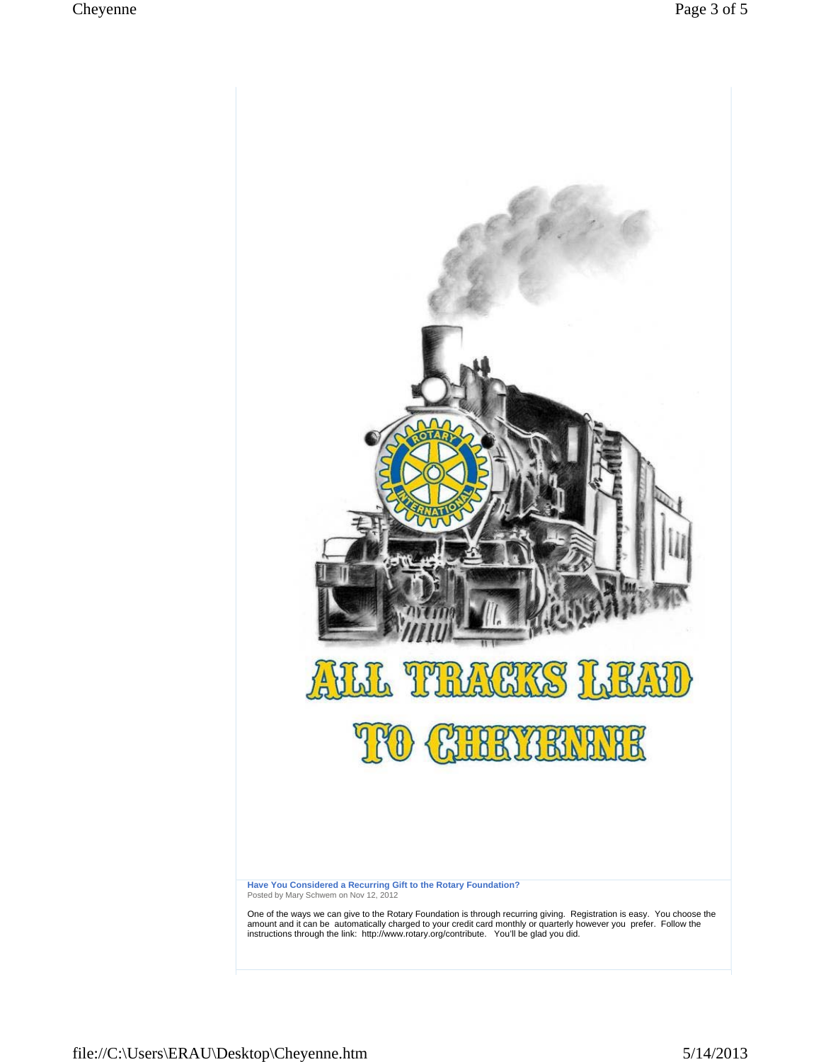ALL TRACKS LEAD TO CHEYENNE

**Have You Considered a Recurring Gift to the Rotary Foundation?**
Posted by Mary Schwem on Nov 12, 2012

One of the ways we can give to the Rotary Foundation is through recurring giving. Registration is easy. You choose the amount and it can be automatically charged to your credit card monthly or quarterly however you prefer. Follow the instructions through the link: http://www.rotary.org/contribute. You'll be glad you did.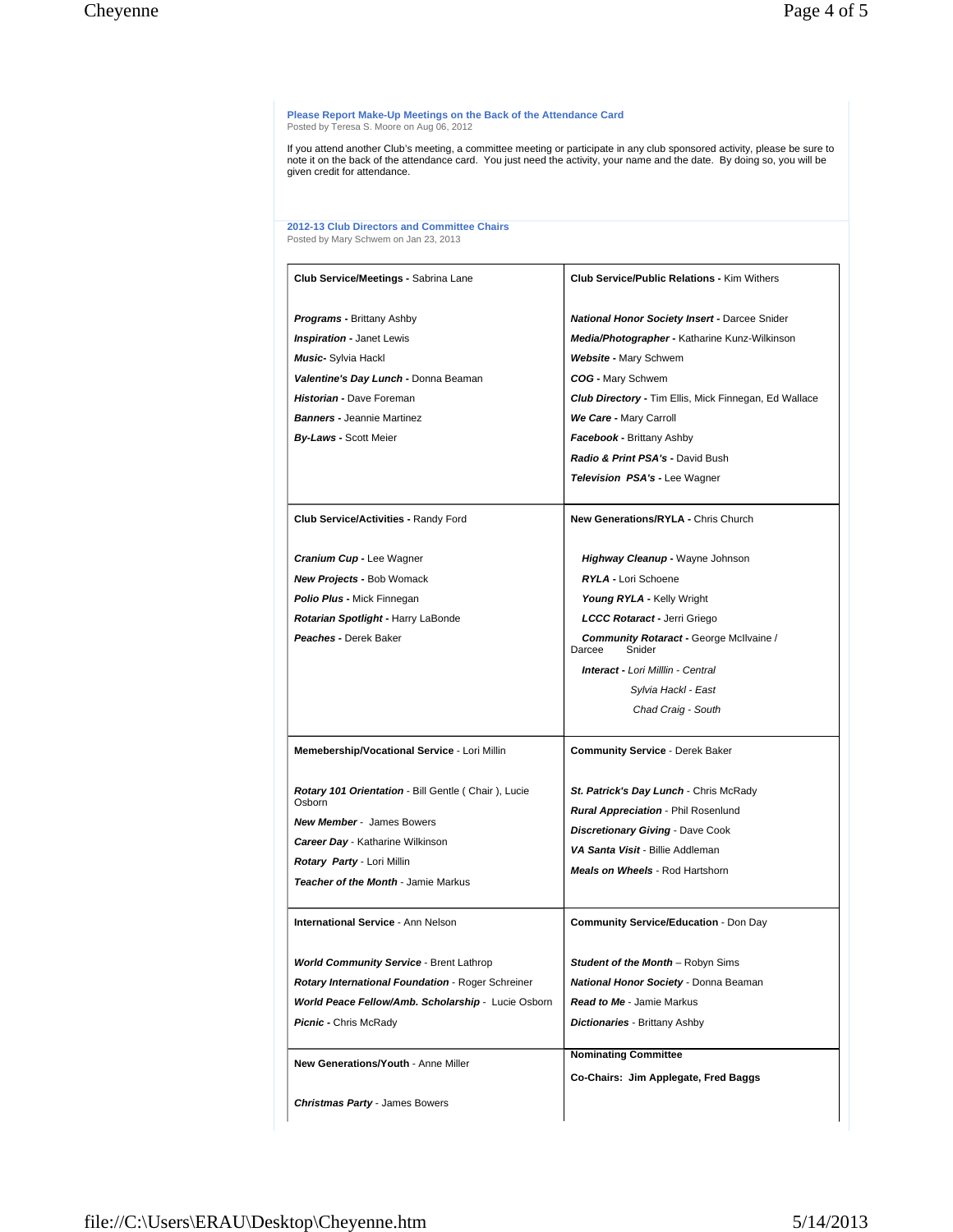**Please Report Make-Up Meetings on the Back of the Attendance Card**
Posted by Teresa S. Moore on Aug 06, 2012

If you attend another Club's meeting, a committee meeting or participate in any club sponsored activity, please be sure to note it on the back of the attendance card. You just need the activity, your name and the date. By doing so, you will be given credit for attendance.

**2012-13 Club Directors and Committee Chairs**
Posted by Mary Schwem on Jan 23, 2013

| | |
|---|---|
| **Club Service/Meetings -** Sabrina Lane<br><br>***Programs -*** Brittany Ashby<br>***Inspiration -*** Janet Lewis<br>***Music-*** Sylvia Hackl<br>***Valentine's Day Lunch -*** Donna Beaman<br>***Historian -*** Dave Foreman<br>***Banners -*** Jeannie Martinez<br>***By-Laws -*** Scott Meier | **Club Service/Public Relations -** Kim Withers<br><br>***National Honor Society Insert -*** Darcee Snider<br>***Media/Photographer -*** Katharine Kunz-Wilkinson<br>***Website -*** Mary Schwem<br>***COG -*** Mary Schwem<br>***Club Directory -*** Tim Ellis, Mick Finnegan, Ed Wallace<br>***We Care -*** Mary Carroll<br>***Facebook -*** Brittany Ashby<br>***Radio & Print PSA's -*** David Bush<br>***Television PSA's -*** Lee Wagner |
| **Club Service/Activities -** Randy Ford<br><br>***Cranium Cup -*** Lee Wagner<br>***New Projects -*** Bob Womack<br>***Polio Plus -*** Mick Finnegan<br>***Rotarian Spotlight -*** Harry LaBonde<br>***Peaches -*** Derek Baker | **New Generations/RYLA -** Chris Church<br><br>***Highway Cleanup -*** Wayne Johnson<br>***RYLA -*** Lori Schoene<br>***Young RYLA -*** Kelly Wright<br>***LCCC Rotaract -*** Jerri Griego<br>***Community Rotaract -*** George McIlvaine / Darcee Snider<br>***Interact -*** *Lori Milllin - Central*<br>*Sylvia Hackl - East*<br>*Chad Craig - South* |
| **Memebership/Vocational Service** - Lori Millin<br><br>***Rotary 101 Orientation*** - Bill Gentle ( Chair ), Lucie Osborn<br>***New Member*** - James Bowers<br>***Career Day*** - Katharine Wilkinson<br>***Rotary Party*** - Lori Millin<br>***Teacher of the Month*** - Jamie Markus | **Community Service** - Derek Baker<br><br>***St. Patrick's Day Lunch*** - Chris McRady<br>***Rural Appreciation*** - Phil Rosenlund<br>***Discretionary Giving*** - Dave Cook<br>***VA Santa Visit*** - Billie Addleman<br>***Meals on Wheels*** - Rod Hartshorn |
| **International Service** - Ann Nelson<br><br>***World Community Service*** - Brent Lathrop<br>***Rotary International Foundation*** - Roger Schreiner<br>***World Peace Fellow/Amb. Scholarship*** - Lucie Osborn<br>***Picnic -*** Chris McRady | **Community Service/Education** - Don Day<br><br>***Student of the Month*** – Robyn Sims<br>***National Honor Society*** - Donna Beaman<br>***Read to Me*** - Jamie Markus<br>***Dictionaries*** - Brittany Ashby |
| **New Generations/Youth** - Anne Miller<br><br>***Christmas Party*** - James Bowers | **Nominating Committee**<br><br>**Co-Chairs: Jim Applegate, Fred Baggs** |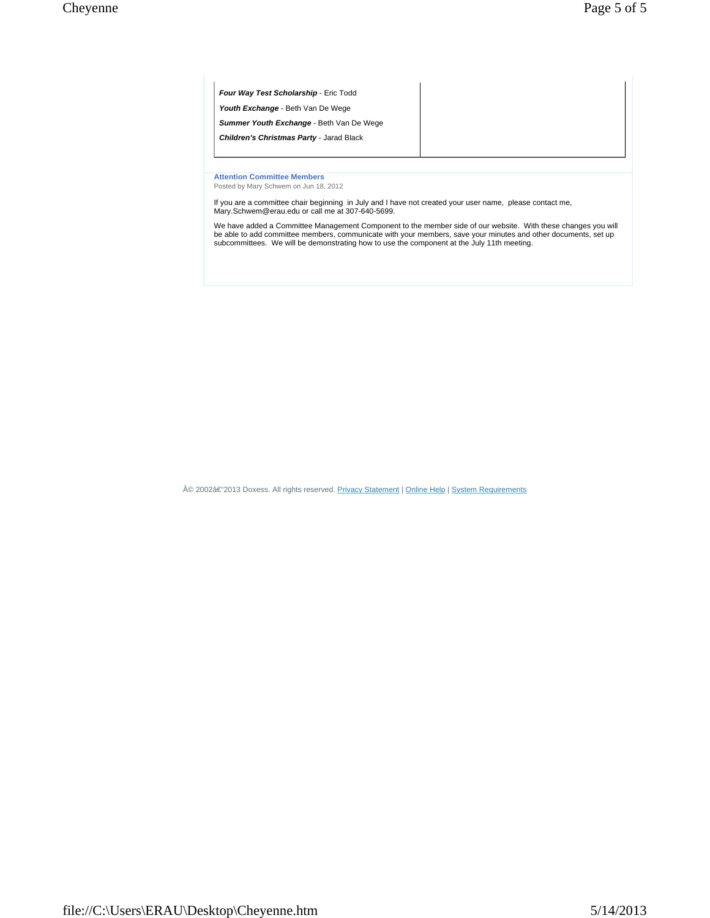| | |
|---|---|
| ***Four Way Test Scholarship*** - Eric Todd<br>***Youth Exchange*** - Beth Van De Wege<br>***Summer Youth Exchange*** - Beth Van De Wege<br>***Children's Christmas Party*** - Jarad Black | |

**Attention Committee Members**

Posted by Mary Schwem on Jun 18, 2012

If you are a committee chair beginning in July and I have not created your user name, please contact me, Mary.Schwem@erau.edu or call me at 307-640-5699.

We have added a Committee Management Component to the member side of our website. With these changes you will be able to add committee members, communicate with your members, save your minutes and other documents, set up subcommittees. We will be demonstrating how to use the component at the July 11th meeting.

Â© 2002â€"2013 Doxess. All rights reserved. Privacy Statement | Online Help | System Requirements